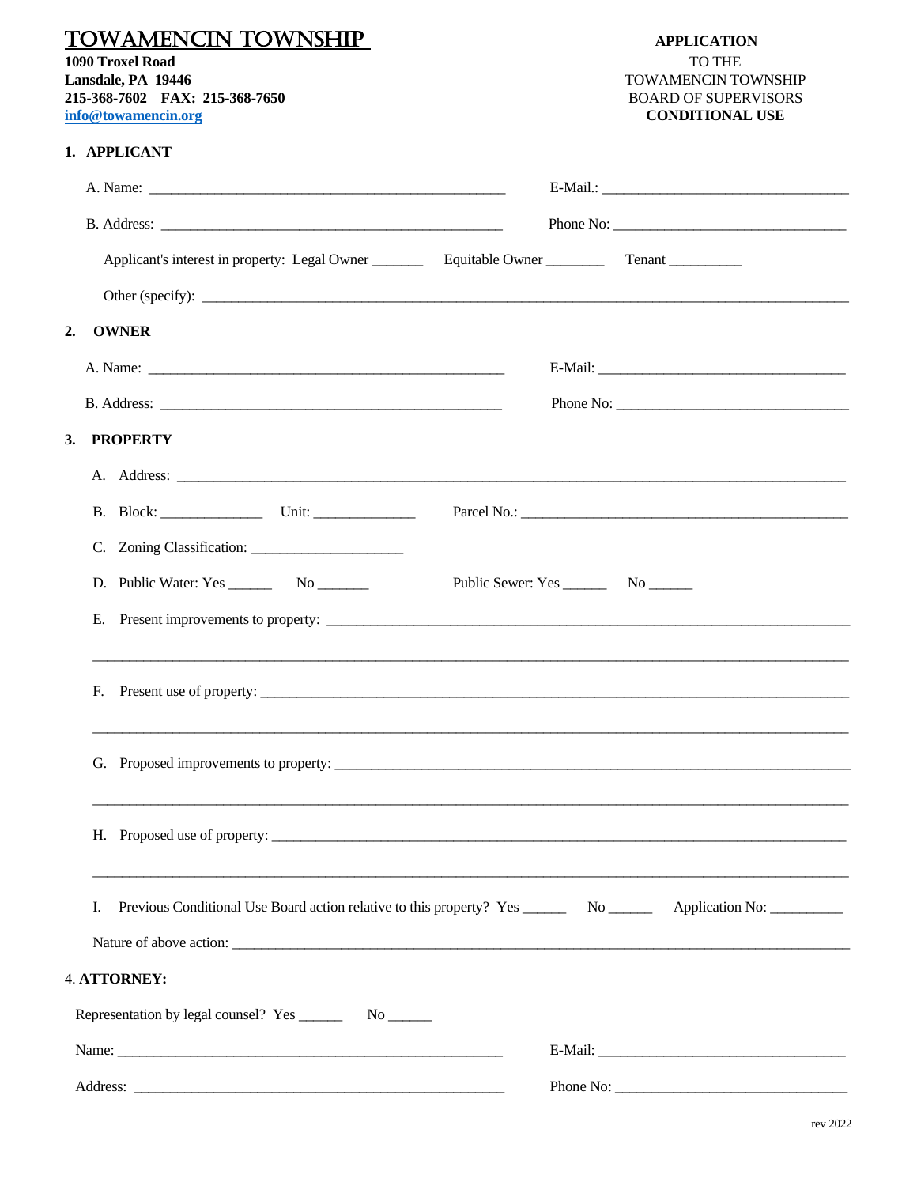# TOWAMENCIN TOWNSHIP

**1090 Troxel Road**
**Lansdale, PA 19446**
**215-368-7602 FAX: 215-368-7650**
**info@towamencin.org**

**APPLICATION**
TO THE
TOWAMENCIN TOWNSHIP
BOARD OF SUPERVISORS
**CONDITIONAL USE**

## 1. APPLICANT

A. Name: ______________________________________________ E-Mail.: ________________________________

B. Address: ____________________________________________ Phone No: ______________________________

Applicant's interest in property: Legal Owner _______ Equitable Owner ________ Tenant __________

Other (specify): ____________________________________________________________________________

## 2. OWNER

A. Name: ______________________________________________ E-Mail: ________________________________

B. Address: ____________________________________________ Phone No: ______________________________

## 3. PROPERTY

A. Address: ________________________________________________________________________________

B. Block: ______________ Unit: ______________ Parcel No.: ______________________________________

C. Zoning Classification: ____________________

D. Public Water: Yes ______ No _______ Public Sewer: Yes ______ No ______

E. Present improvements to property: ________________________________________________________

____________________________________________________________________________________________

F. Present use of property: ______________________________________________________________

____________________________________________________________________________________________

G. Proposed improvements to property: ______________________________________________________

____________________________________________________________________________________________

H. Proposed use of property: ____________________________________________________________

____________________________________________________________________________________________

I. Previous Conditional Use Board action relative to this property? Yes ______ No ______ Application No: __________

Nature of above action: ____________________________________________________________________

## 4. ATTORNEY:

Representation by legal counsel? Yes ______ No ______

Name: ________________________________________________ E-Mail: ________________________________

Address: ______________________________________________ Phone No: ______________________________

rev 2022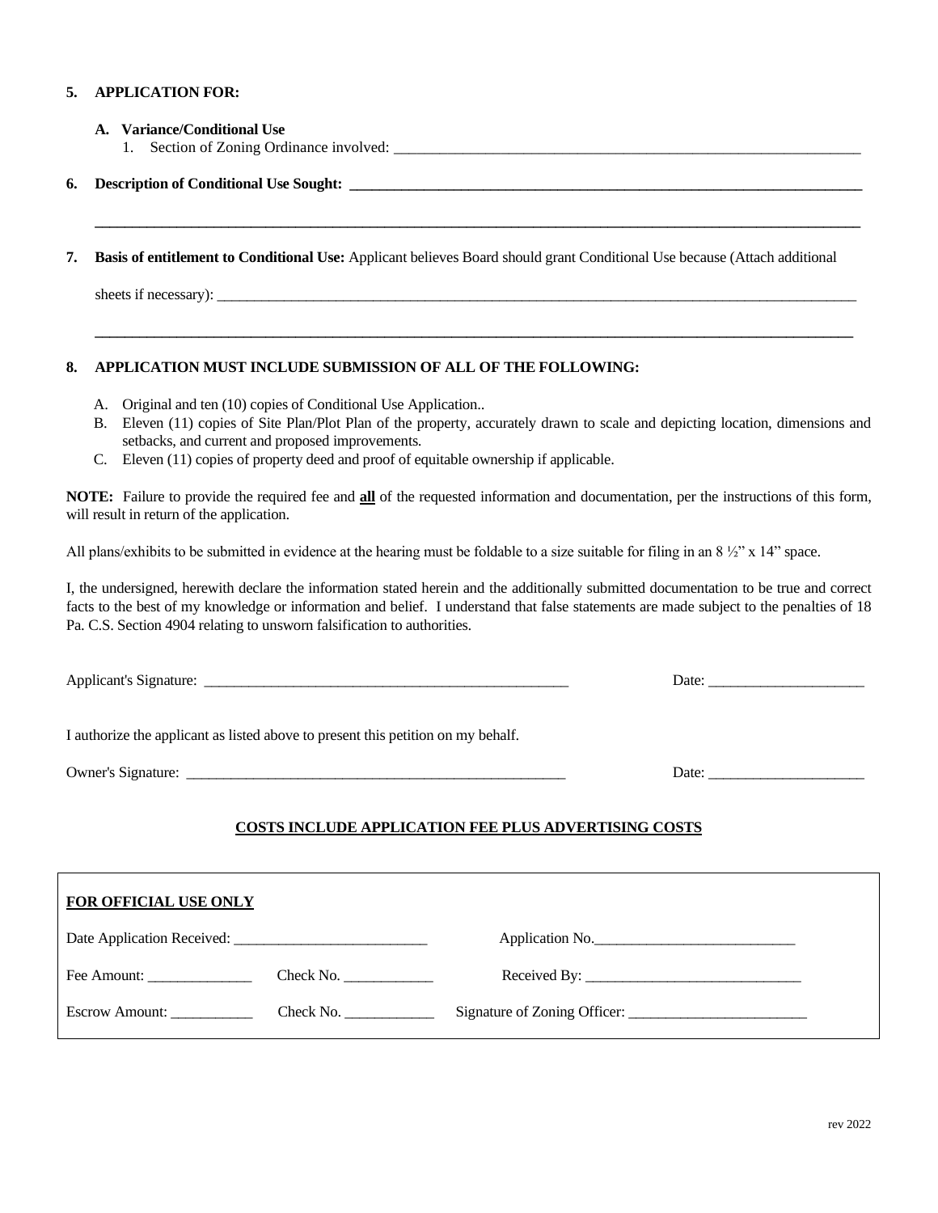**5. APPLICATION FOR:**

**A. Variance/Conditional Use**

1. Section of Zoning Ordinance involved: ___________________________________________________________________

**6. Description of Conditional Use Sought:** ___________________________________________________________________

___________________________________________________________________________________________________

**7. Basis of entitlement to Conditional Use:** Applicant believes Board should grant Conditional Use because (Attach additional

sheets if necessary): _______________________________________________________________________________

___________________________________________________________________________________________________

**8. APPLICATION MUST INCLUDE SUBMISSION OF ALL OF THE FOLLOWING:**

A. Original and ten (10) copies of Conditional Use Application..
B. Eleven (11) copies of Site Plan/Plot Plan of the property, accurately drawn to scale and depicting location, dimensions and setbacks, and current and proposed improvements.
C. Eleven (11) copies of property deed and proof of equitable ownership if applicable.

**NOTE:** Failure to provide the required fee and **all** of the requested information and documentation, per the instructions of this form, will result in return of the application.

All plans/exhibits to be submitted in evidence at the hearing must be foldable to a size suitable for filing in an 8 ½" x 14" space.

I, the undersigned, herewith declare the information stated herein and the additionally submitted documentation to be true and correct facts to the best of my knowledge or information and belief. I understand that false statements are made subject to the penalties of 18 Pa. C.S. Section 4904 relating to unsworn falsification to authorities.

Applicant's Signature: ____________________________________________________ Date: _____________________

I authorize the applicant as listed above to present this petition on my behalf.

Owner's Signature: ______________________________________________________ Date: _____________________

**COSTS INCLUDE APPLICATION FEE PLUS ADVERTISING COSTS**

**FOR OFFICIAL USE ONLY**

Date Application Received: __________________________ Application No.___________________________

Fee Amount: ______________ Check No. ____________ Received By: _____________________________

Escrow Amount: ___________ Check No. ____________ Signature of Zoning Officer: ________________________

rev 2022